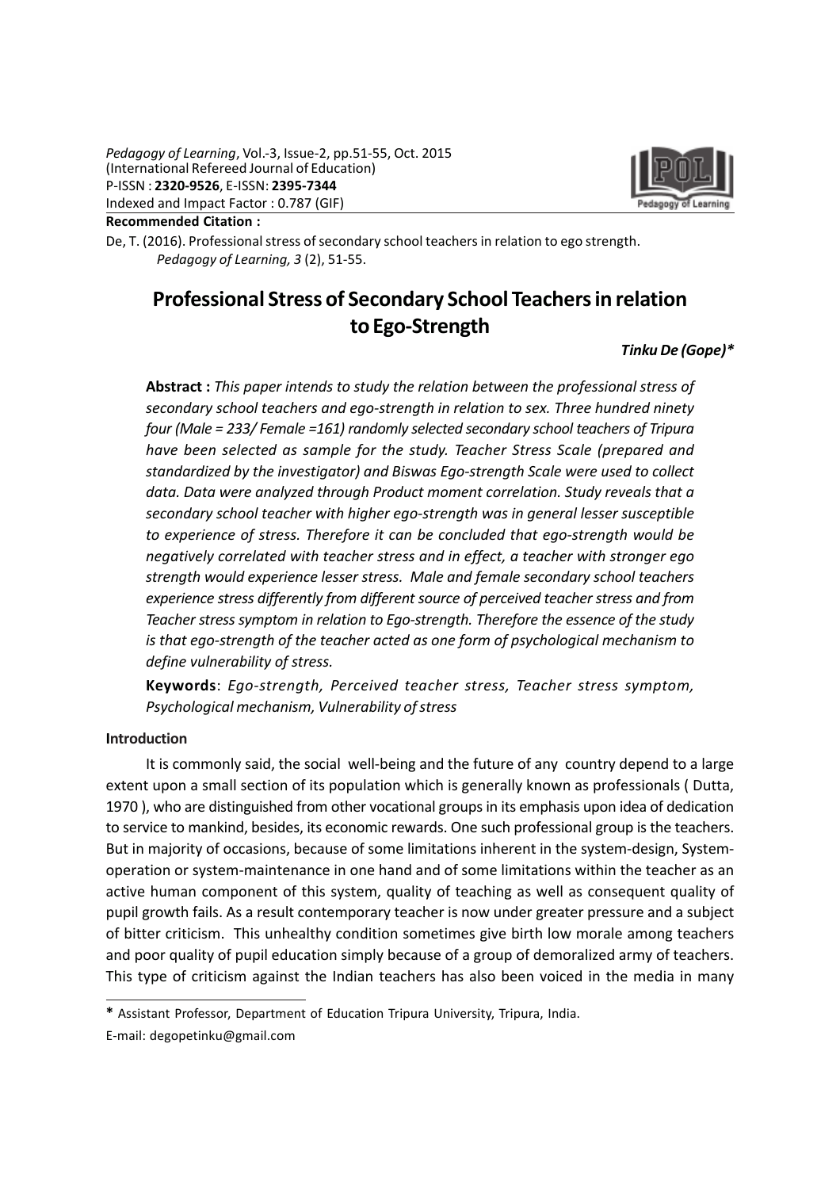Recommended Citation :

De, T. (2016). Professional stress of secondary school teachers in relation to ego strength. *Pedagogy of Learning, 3* (2), 51-55.

# Professional Stress of Secondary School Teachers in relation to Ego-Strength

***Tinku De (Gope)****

**Abstract :** *This paper intends to study the relation between the professional stress of secondary school teachers and ego-strength in relation to sex. Three hundred ninety four (Male = 233/ Female =161) randomly selected secondary school teachers of Tripura have been selected as sample for the study. Teacher Stress Scale (prepared and standardized by the investigator) and Biswas Ego-strength Scale were used to collect data. Data were analyzed through Product moment correlation. Study reveals that a secondary school teacher with higher ego-strength was in general lesser susceptible to experience of stress. Therefore it can be concluded that ego-strength would be negatively correlated with teacher stress and in effect, a teacher with stronger ego strength would experience lesser stress. Male and female secondary school teachers experience stress differently from different source of perceived teacher stress and from Teacher stress symptom in relation to Ego-strength. Therefore the essence of the study is that ego-strength of the teacher acted as one form of psychological mechanism to define vulnerability of stress.*

**Keywords**: *Ego-strength, Perceived teacher stress, Teacher stress symptom, Psychological mechanism, Vulnerability of stress*

## Introduction

It is commonly said, the social well-being and the future of any country depend to a large extent upon a small section of its population which is generally known as professionals ( Dutta, 1970 ), who are distinguished from other vocational groups in its emphasis upon idea of dedication to service to mankind, besides, its economic rewards. One such professional group is the teachers. But in majority of occasions, because of some limitations inherent in the system-design, System-operation or system-maintenance in one hand and of some limitations within the teacher as an active human component of this system, quality of teaching as well as consequent quality of pupil growth fails. As a result contemporary teacher is now under greater pressure and a subject of bitter criticism. This unhealthy condition sometimes give birth low morale among teachers and poor quality of pupil education simply because of a group of demoralized army of teachers. This type of criticism against the Indian teachers has also been voiced in the media in many

---

\* Assistant Professor, Department of Education Tripura University, Tripura, India.

E-mail: degopetinku@gmail.com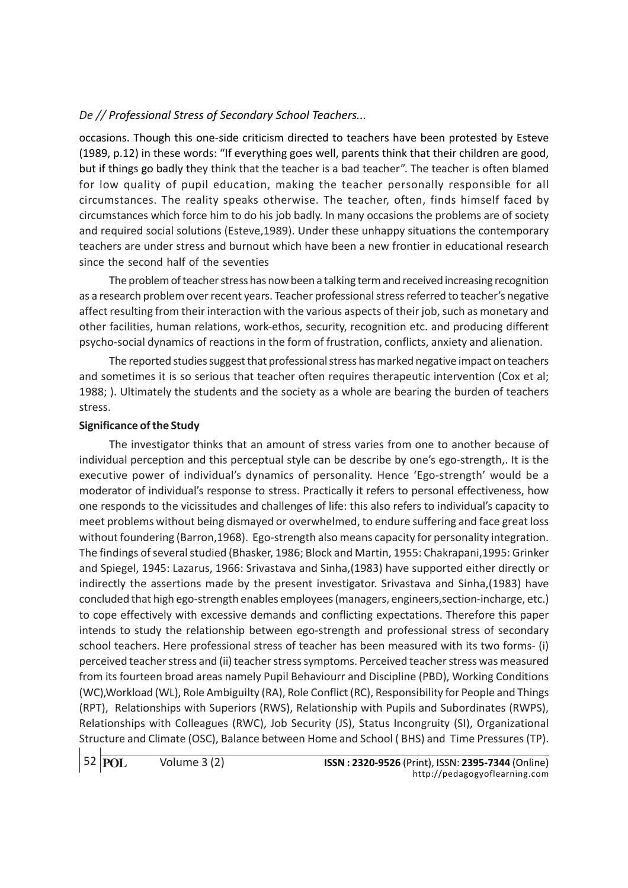occasions. Though this one-side criticism directed to teachers have been protested by Esteve (1989, p.12) in these words: "If everything goes well, parents think that their children are good, but if things go badly they think that the teacher is a bad teacher". The teacher is often blamed for low quality of pupil education, making the teacher personally responsible for all circumstances. The reality speaks otherwise. The teacher, often, finds himself faced by circumstances which force him to do his job badly. In many occasions the problems are of society and required social solutions (Esteve,1989). Under these unhappy situations the contemporary teachers are under stress and burnout which have been a new frontier in educational research since the second half of the seventies

The problem of teacher stress has now been a talking term and received increasing recognition as a research problem over recent years. Teacher professional stress referred to teacher's negative affect resulting from their interaction with the various aspects of their job, such as monetary and other facilities, human relations, work-ethos, security, recognition etc. and producing different psycho-social dynamics of reactions in the form of frustration, conflicts, anxiety and alienation.

The reported studies suggest that professional stress has marked negative impact on teachers and sometimes it is so serious that teacher often requires therapeutic intervention (Cox et al; 1988; ). Ultimately the students and the society as a whole are bearing the burden of teachers stress.

**Significance of the Study**

The investigator thinks that an amount of stress varies from one to another because of individual perception and this perceptual style can be describe by one's ego-strength,. It is the executive power of individual's dynamics of personality. Hence 'Ego-strength' would be a moderator of individual's response to stress. Practically it refers to personal effectiveness, how one responds to the vicissitudes and challenges of life: this also refers to individual's capacity to meet problems without being dismayed or overwhelmed, to endure suffering and face great loss without foundering (Barron,1968). Ego-strength also means capacity for personality integration. The findings of several studied (Bhasker, 1986; Block and Martin, 1955: Chakrapani,1995: Grinker and Spiegel, 1945: Lazarus, 1966: Srivastava and Sinha,(1983) have supported either directly or indirectly the assertions made by the present investigator. Srivastava and Sinha,(1983) have concluded that high ego-strength enables employees (managers, engineers,section-incharge, etc.) to cope effectively with excessive demands and conflicting expectations. Therefore this paper intends to study the relationship between ego-strength and professional stress of secondary school teachers. Here professional stress of teacher has been measured with its two forms- (i) perceived teacher stress and (ii) teacher stress symptoms. Perceived teacher stress was measured from its fourteen broad areas namely Pupil Behaviourr and Discipline (PBD), Working Conditions (WC),Workload (WL), Role Ambiguilty (RA), Role Conflict (RC), Responsibility for People and Things (RPT), Relationships with Superiors (RWS), Relationship with Pupils and Subordinates (RWPS), Relationships with Colleagues (RWC), Job Security (JS), Status Incongruity (SI), Organizational Structure and Climate (OSC), Balance between Home and School ( BHS) and Time Pressures (TP).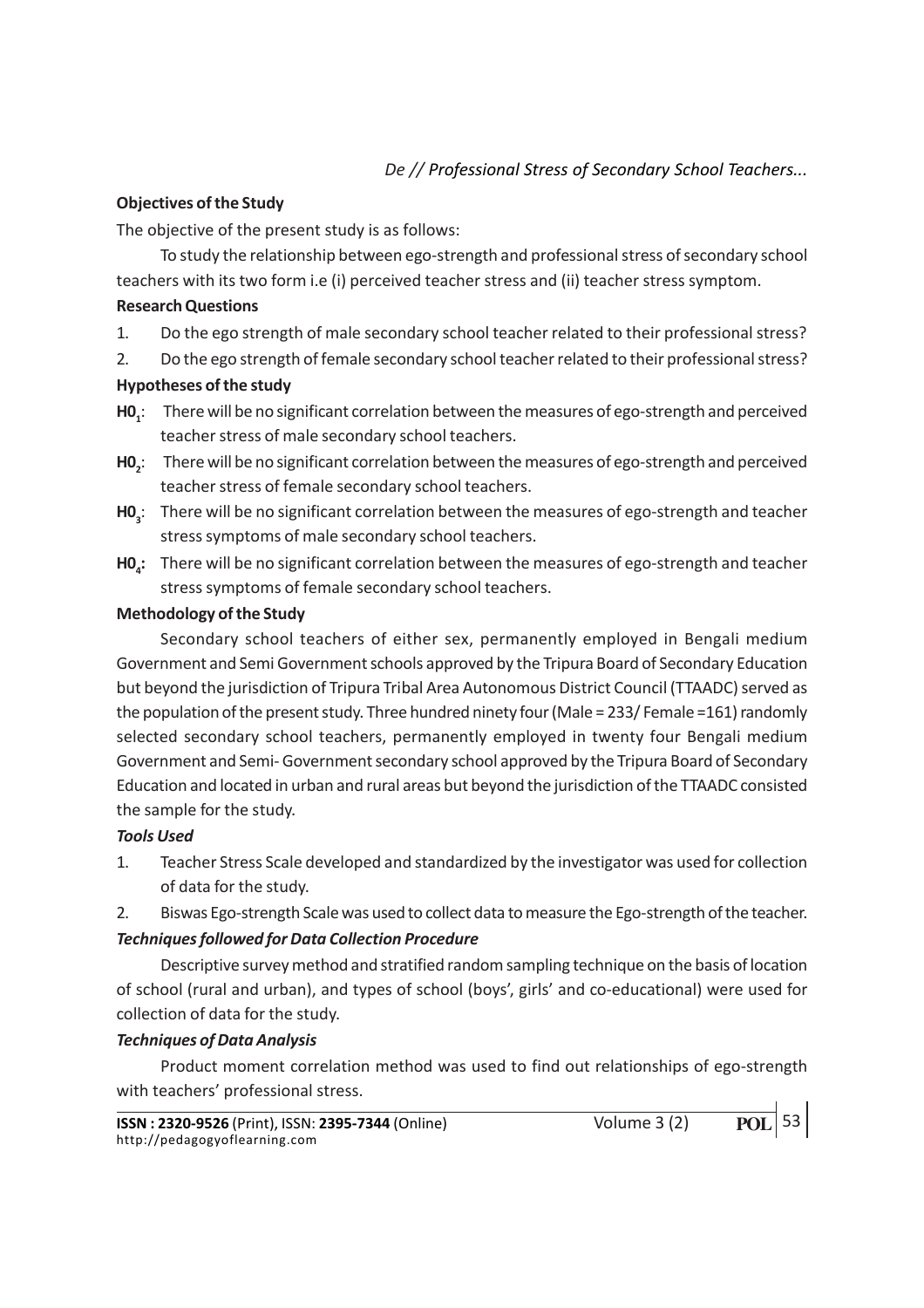### Objectives of the Study

The objective of the present study is as follows:

To study the relationship between ego-strength and professional stress of secondary school teachers with its two form i.e (i) perceived teacher stress and (ii) teacher stress symptom.

### Research Questions

1. Do the ego strength of male secondary school teacher related to their professional stress?
2. Do the ego strength of female secondary school teacher related to their professional stress?

### Hypotheses of the study

- **$H0_1$**: There will be no significant correlation between the measures of ego-strength and perceived teacher stress of male secondary school teachers.
- **$H0_2$**: There will be no significant correlation between the measures of ego-strength and perceived teacher stress of female secondary school teachers.
- **$H0_3$**: There will be no significant correlation between the measures of ego-strength and teacher stress symptoms of male secondary school teachers.
- **$H0_4$**: There will be no significant correlation between the measures of ego-strength and teacher stress symptoms of female secondary school teachers.

### Methodology of the Study

Secondary school teachers of either sex, permanently employed in Bengali medium Government and Semi Government schools approved by the Tripura Board of Secondary Education but beyond the jurisdiction of Tripura Tribal Area Autonomous District Council (TTAADC) served as the population of the present study. Three hundred ninety four (Male = 233/ Female =161) randomly selected secondary school teachers, permanently employed in twenty four Bengali medium Government and Semi- Government secondary school approved by the Tripura Board of Secondary Education and located in urban and rural areas but beyond the jurisdiction of the TTAADC consisted the sample for the study.

#### *Tools Used*

1. Teacher Stress Scale developed and standardized by the investigator was used for collection of data for the study.
2. Biswas Ego-strength Scale was used to collect data to measure the Ego-strength of the teacher.

#### *Techniques followed for Data Collection Procedure*

Descriptive survey method and stratified random sampling technique on the basis of location of school (rural and urban), and types of school (boys', girls' and co-educational) were used for collection of data for the study.

#### *Techniques of Data Analysis*

Product moment correlation method was used to find out relationships of ego-strength with teachers' professional stress.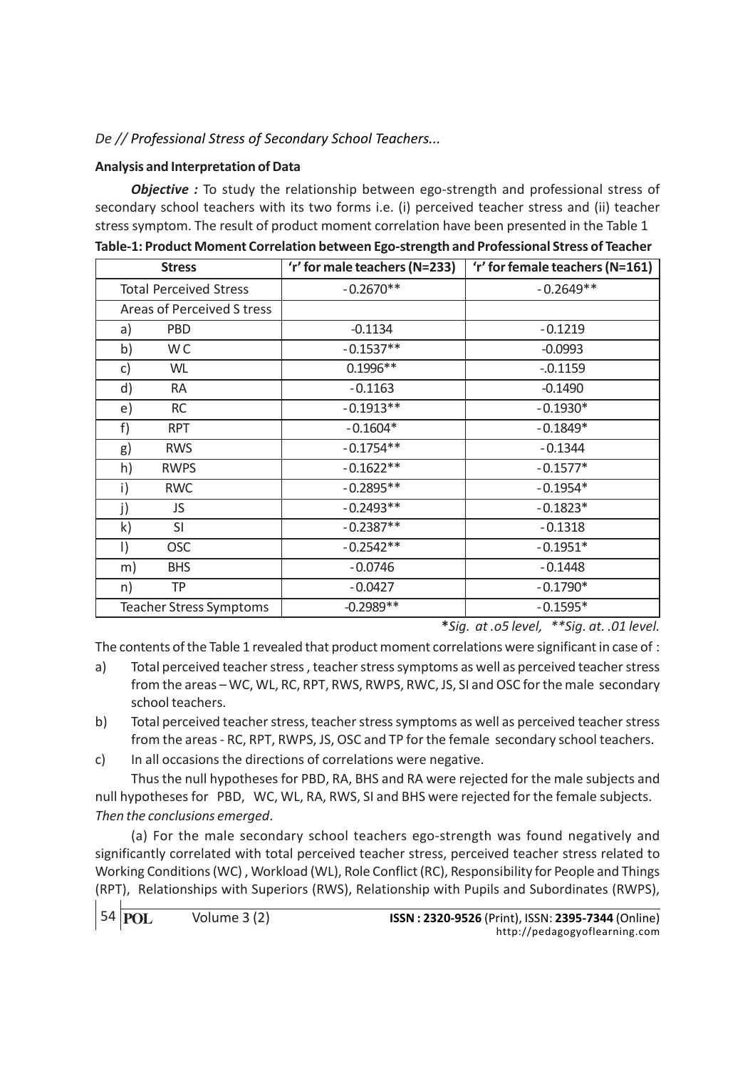## Analysis and Interpretation of Data

***Objective :*** To study the relationship between ego-strength and professional stress of secondary school teachers with its two forms i.e. (i) perceived teacher stress and (ii) teacher stress symptom. The result of product moment correlation have been presented in the Table 1

**Table-1: Product Moment Correlation between Ego-strength and Professional Stress of Teacher**

| Stress | 'r' for male teachers (N=233) | 'r' for female teachers (N=161) |
|---|---|---|
| Total Perceived Stress | -0.2670** | -0.2649** |
| Areas of Perceived S tress | | |
| a) PBD | -0.1134 | -0.1219 |
| b) W C | -0.1537** | -0.0993 |
| c) WL | 0.1996** | -.0.1159 |
| d) RA | -0.1163 | -0.1490 |
| e) RC | -0.1913** | -0.1930* |
| f) RPT | -0.1604* | -0.1849* |
| g) RWS | -0.1754** | -0.1344 |
| h) RWPS | -0.1622** | -0.1577* |
| i) RWC | -0.2895** | -0.1954* |
| j) JS | -0.2493** | -0.1823* |
| k) SI | -0.2387** | -0.1318 |
| l) OSC | -0.2542** | -0.1951* |
| m) BHS | -0.0746 | -0.1448 |
| n) TP | -0.0427 | -0.1790* |
| Teacher Stress Symptoms | -0.2989** | -0.1595* |

****Sig. at .o5 level,  **Sig. at. .01 level.*

The contents of the Table 1 revealed that product moment correlations were significant in case of :

a) Total perceived teacher stress , teacher stress symptoms as well as perceived teacher stress from the areas – WC, WL, RC, RPT, RWS, RWPS, RWC, JS, SI and OSC for the male secondary school teachers.

b) Total perceived teacher stress, teacher stress symptoms as well as perceived teacher stress from the areas - RC, RPT, RWPS, JS, OSC and TP for the female secondary school teachers.

c) In all occasions the directions of correlations were negative.

Thus the null hypotheses for PBD, RA, BHS and RA were rejected for the male subjects and null hypotheses for PBD, WC, WL, RA, RWS, SI and BHS were rejected for the female subjects. *Then the conclusions emerged*.

(a) For the male secondary school teachers ego-strength was found negatively and significantly correlated with total perceived teacher stress, perceived teacher stress related to Working Conditions (WC) , Workload (WL), Role Conflict (RC), Responsibility for People and Things (RPT), Relationships with Superiors (RWS), Relationship with Pupils and Subordinates (RWPS),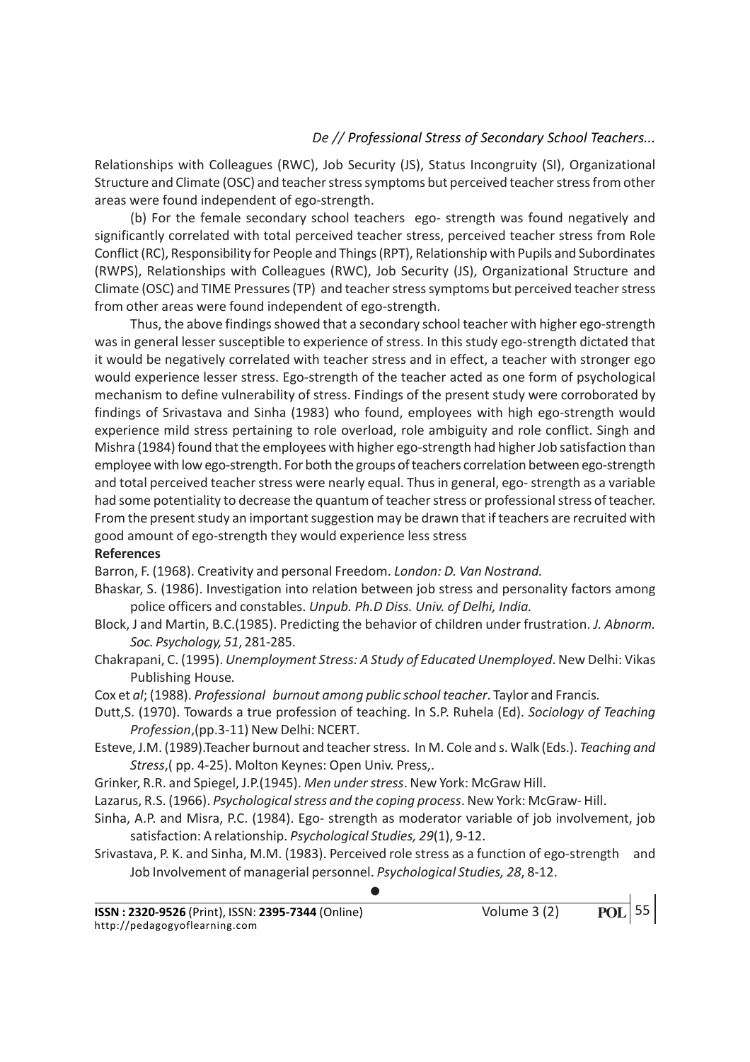Relationships with Colleagues (RWC), Job Security (JS), Status Incongruity (SI), Organizational Structure and Climate (OSC) and teacher stress symptoms but perceived teacher stress from other areas were found independent of ego-strength.

(b) For the female secondary school teachers ego- strength was found negatively and significantly correlated with total perceived teacher stress, perceived teacher stress from Role Conflict (RC), Responsibility for People and Things (RPT), Relationship with Pupils and Subordinates (RWPS), Relationships with Colleagues (RWC), Job Security (JS), Organizational Structure and Climate (OSC) and TIME Pressures (TP) and teacher stress symptoms but perceived teacher stress from other areas were found independent of ego-strength.

Thus, the above findings showed that a secondary school teacher with higher ego-strength was in general lesser susceptible to experience of stress. In this study ego-strength dictated that it would be negatively correlated with teacher stress and in effect, a teacher with stronger ego would experience lesser stress. Ego-strength of the teacher acted as one form of psychological mechanism to define vulnerability of stress. Findings of the present study were corroborated by findings of Srivastava and Sinha (1983) who found, employees with high ego-strength would experience mild stress pertaining to role overload, role ambiguity and role conflict. Singh and Mishra (1984) found that the employees with higher ego-strength had higher Job satisfaction than employee with low ego-strength. For both the groups of teachers correlation between ego-strength and total perceived teacher stress were nearly equal. Thus in general, ego- strength as a variable had some potentiality to decrease the quantum of teacher stress or professional stress of teacher. From the present study an important suggestion may be drawn that if teachers are recruited with good amount of ego-strength they would experience less stress

**References**

Barron, F. (1968). Creativity and personal Freedom. *London: D. Van Nostrand.*

Bhaskar, S. (1986). Investigation into relation between job stress and personality factors among police officers and constables. *Unpub. Ph.D Diss. Univ. of Delhi, India.*

Block, J and Martin, B.C.(1985). Predicting the behavior of children under frustration. *J. Abnorm. Soc. Psychology, 51*, 281-285.

Chakrapani, C. (1995). *Unemployment Stress: A Study of Educated Unemployed*. New Delhi: Vikas Publishing House.

Cox et *al*; (1988). *Professional burnout among public school teacher*. Taylor and Francis.

Dutt,S. (1970). Towards a true profession of teaching. In S.P. Ruhela (Ed). *Sociology of Teaching Profession*,(pp.3-11) New Delhi: NCERT.

Esteve, J.M. (1989).Teacher burnout and teacher stress. In M. Cole and s. Walk (Eds.). *Teaching and Stress*,( pp. 4-25). Molton Keynes: Open Univ. Press,.

Grinker, R.R. and Spiegel, J.P.(1945). *Men under stress*. New York: McGraw Hill.

Lazarus, R.S. (1966). *Psychological stress and the coping process*. New York: McGraw- Hill.

Sinha, A.P. and Misra, P.C. (1984). Ego- strength as moderator variable of job involvement, job satisfaction: A relationship. *Psychological Studies, 29*(1), 9-12.

Srivastava, P. K. and Sinha, M.M. (1983). Perceived role stress as a function of ego-strength and Job Involvement of managerial personnel. *Psychological Studies, 28*, 8-12.